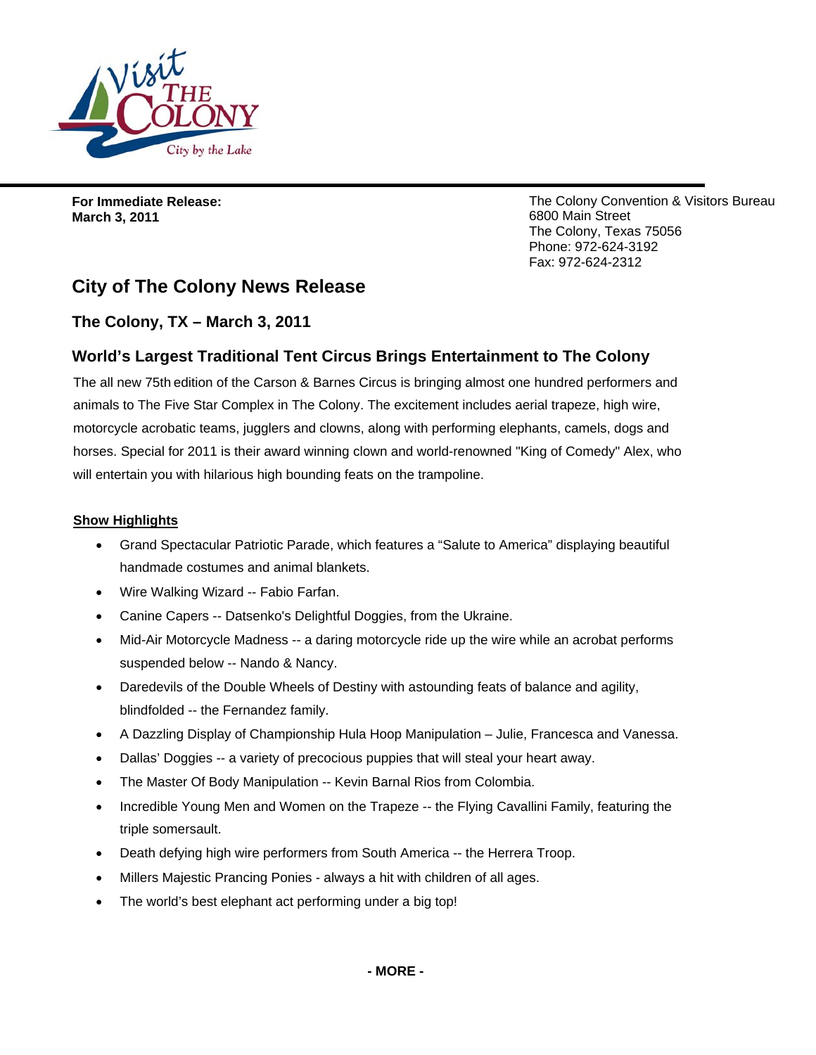**For Immediate Release:**
**March 3, 2011**

The Colony Convention & Visitors Bureau
6800 Main Street
The Colony, Texas 75056
Phone: 972-624-3192
Fax: 972-624-2312

## City of The Colony News Release

### The Colony, TX – March 3, 2011

### World's Largest Traditional Tent Circus Brings Entertainment to The Colony

The all new 75th edition of the Carson & Barnes Circus is bringing almost one hundred performers and animals to The Five Star Complex in The Colony. The excitement includes aerial trapeze, high wire, motorcycle acrobatic teams, jugglers and clowns, along with performing elephants, camels, dogs and horses. Special for 2011 is their award winning clown and world-renowned "King of Comedy" Alex, who will entertain you with hilarious high bounding feats on the trampoline.

**Show Highlights**

- Grand Spectacular Patriotic Parade, which features a "Salute to America" displaying beautiful handmade costumes and animal blankets.
- Wire Walking Wizard -- Fabio Farfan.
- Canine Capers -- Datsenko's Delightful Doggies, from the Ukraine.
- Mid-Air Motorcycle Madness -- a daring motorcycle ride up the wire while an acrobat performs suspended below -- Nando & Nancy.
- Daredevils of the Double Wheels of Destiny with astounding feats of balance and agility, blindfolded -- the Fernandez family.
- A Dazzling Display of Championship Hula Hoop Manipulation – Julie, Francesca and Vanessa.
- Dallas' Doggies -- a variety of precocious puppies that will steal your heart away.
- The Master Of Body Manipulation -- Kevin Barnal Rios from Colombia.
- Incredible Young Men and Women on the Trapeze -- the Flying Cavallini Family, featuring the triple somersault.
- Death defying high wire performers from South America -- the Herrera Troop.
- Millers Majestic Prancing Ponies - always a hit with children of all ages.
- The world's best elephant act performing under a big top!

**- MORE -**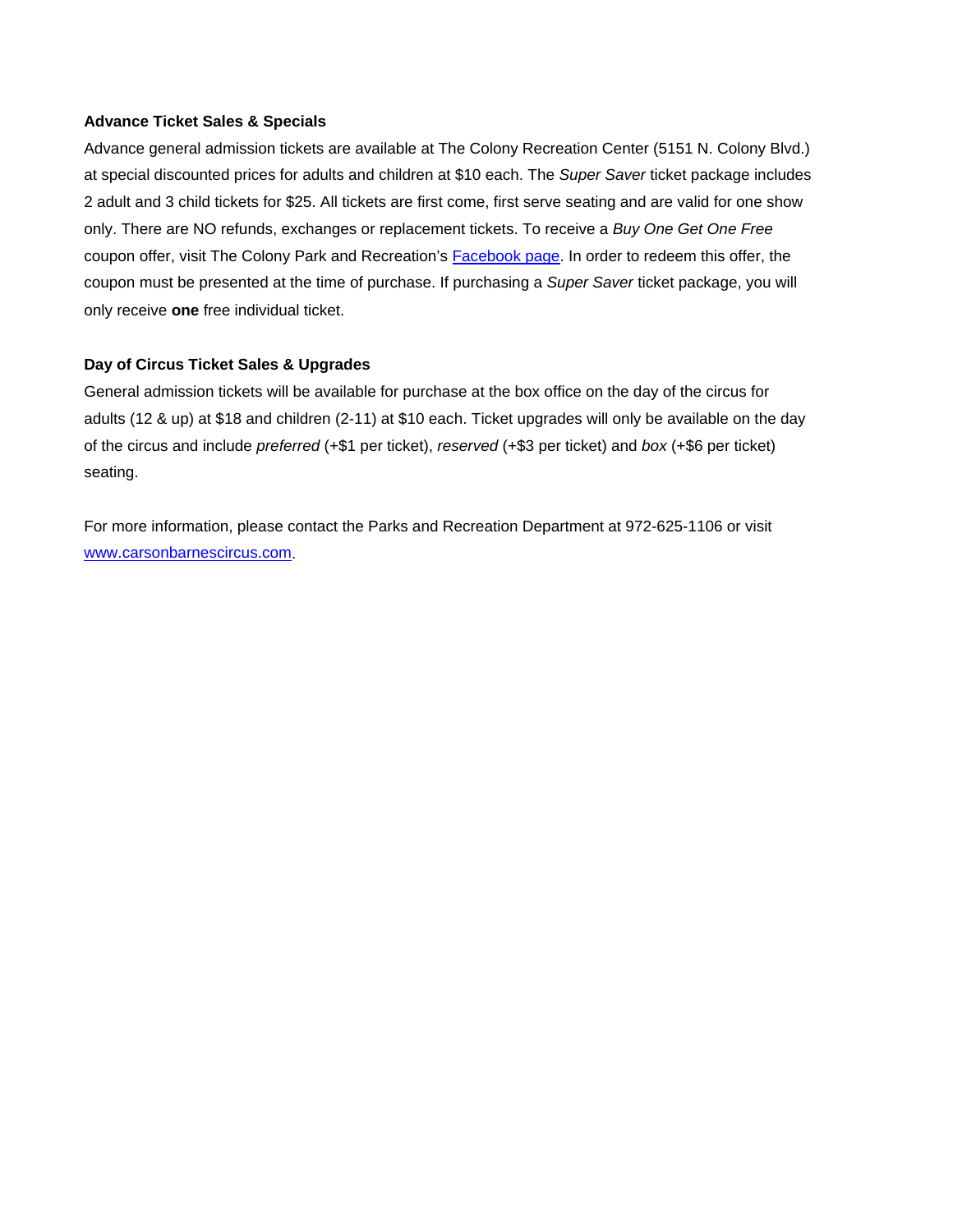**Advance Ticket Sales & Specials**

Advance general admission tickets are available at The Colony Recreation Center (5151 N. Colony Blvd.) at special discounted prices for adults and children at $10 each. The *Super Saver* ticket package includes 2 adult and 3 child tickets for $25. All tickets are first come, first serve seating and are valid for one show only. There are NO refunds, exchanges or replacement tickets. To receive a *Buy One Get One Free* coupon offer, visit The Colony Park and Recreation's Facebook page. In order to redeem this offer, the coupon must be presented at the time of purchase. If purchasing a *Super Saver* ticket package, you will only receive **one** free individual ticket.

**Day of Circus Ticket Sales & Upgrades**

General admission tickets will be available for purchase at the box office on the day of the circus for adults (12 & up) at $18 and children (2-11) at $10 each. Ticket upgrades will only be available on the day of the circus and include *preferred* (+$1 per ticket), *reserved* (+$3 per ticket) and *box* (+$6 per ticket) seating.

For more information, please contact the Parks and Recreation Department at 972-625-1106 or visit www.carsonbarnescircus.com.